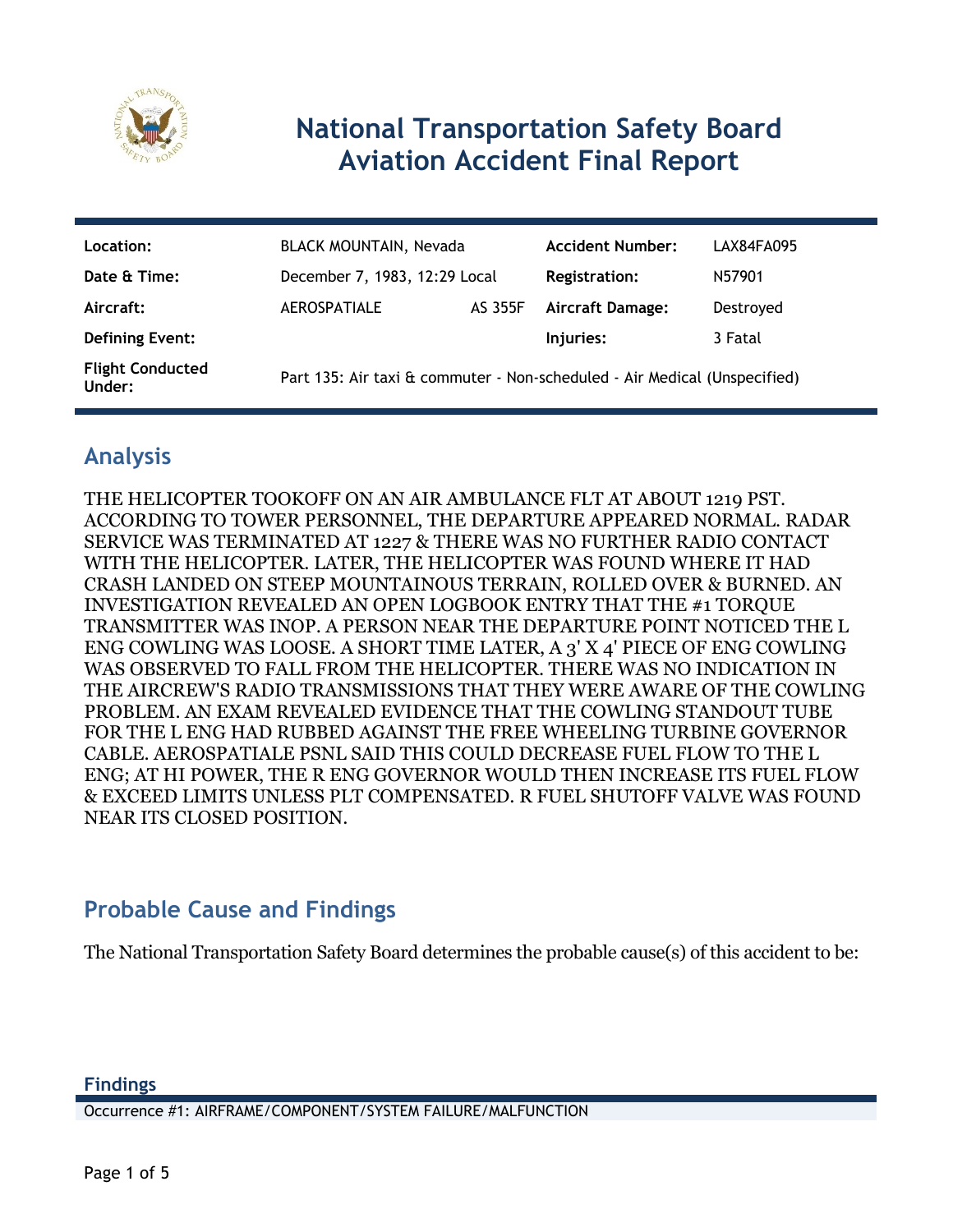# National Transportation Safety Board Aviation Accident Final Report

| | | | |
|---|---|---|---|
| **Location:** | BLACK MOUNTAIN, Nevada | **Accident Number:** | LAX84FA095 |
| **Date & Time:** | December 7, 1983, 12:29 Local | **Registration:** | N57901 |
| **Aircraft:** | AEROSPATIALE AS 355F | **Aircraft Damage:** | Destroyed |
| **Defining Event:** | | **Injuries:** | 3 Fatal |
| **Flight Conducted Under:** | Part 135: Air taxi & commuter - Non-scheduled - Air Medical (Unspecified) | | |

## Analysis

THE HELICOPTER TOOKOFF ON AN AIR AMBULANCE FLT AT ABOUT 1219 PST. ACCORDING TO TOWER PERSONNEL, THE DEPARTURE APPEARED NORMAL. RADAR SERVICE WAS TERMINATED AT 1227 & THERE WAS NO FURTHER RADIO CONTACT WITH THE HELICOPTER. LATER, THE HELICOPTER WAS FOUND WHERE IT HAD CRASH LANDED ON STEEP MOUNTAINOUS TERRAIN, ROLLED OVER & BURNED. AN INVESTIGATION REVEALED AN OPEN LOGBOOK ENTRY THAT THE #1 TORQUE TRANSMITTER WAS INOP. A PERSON NEAR THE DEPARTURE POINT NOTICED THE L ENG COWLING WAS LOOSE. A SHORT TIME LATER, A 3' X 4' PIECE OF ENG COWLING WAS OBSERVED TO FALL FROM THE HELICOPTER. THERE WAS NO INDICATION IN THE AIRCREW'S RADIO TRANSMISSIONS THAT THEY WERE AWARE OF THE COWLING PROBLEM. AN EXAM REVEALED EVIDENCE THAT THE COWLING STANDOUT TUBE FOR THE L ENG HAD RUBBED AGAINST THE FREE WHEELING TURBINE GOVERNOR CABLE. AEROSPATIALE PSNL SAID THIS COULD DECREASE FUEL FLOW TO THE L ENG; AT HI POWER, THE R ENG GOVERNOR WOULD THEN INCREASE ITS FUEL FLOW & EXCEED LIMITS UNLESS PLT COMPENSATED. R FUEL SHUTOFF VALVE WAS FOUND NEAR ITS CLOSED POSITION.

## Probable Cause and Findings

The National Transportation Safety Board determines the probable cause(s) of this accident to be:

### Findings

Occurrence #1: AIRFRAME/COMPONENT/SYSTEM FAILURE/MALFUNCTION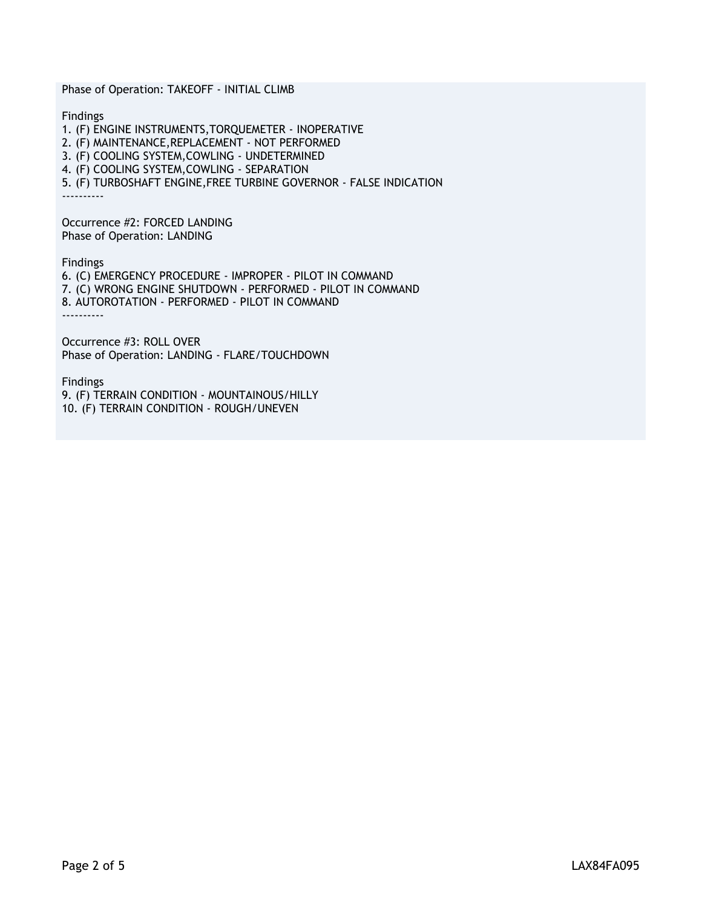Phase of Operation: TAKEOFF - INITIAL CLIMB

Findings

1. (F) ENGINE INSTRUMENTS,TORQUEMETER - INOPERATIVE
2. (F) MAINTENANCE,REPLACEMENT - NOT PERFORMED
3. (F) COOLING SYSTEM,COWLING - UNDETERMINED
4. (F) COOLING SYSTEM,COWLING - SEPARATION
5. (F) TURBOSHAFT ENGINE,FREE TURBINE GOVERNOR - FALSE INDICATION

----------

Occurrence #2: FORCED LANDING
Phase of Operation: LANDING

Findings

6. (C) EMERGENCY PROCEDURE - IMPROPER - PILOT IN COMMAND
7. (C) WRONG ENGINE SHUTDOWN - PERFORMED - PILOT IN COMMAND
8. AUTOROTATION - PERFORMED - PILOT IN COMMAND

----------

Occurrence #3: ROLL OVER
Phase of Operation: LANDING - FLARE/TOUCHDOWN

Findings

9. (F) TERRAIN CONDITION - MOUNTAINOUS/HILLY
10. (F) TERRAIN CONDITION - ROUGH/UNEVEN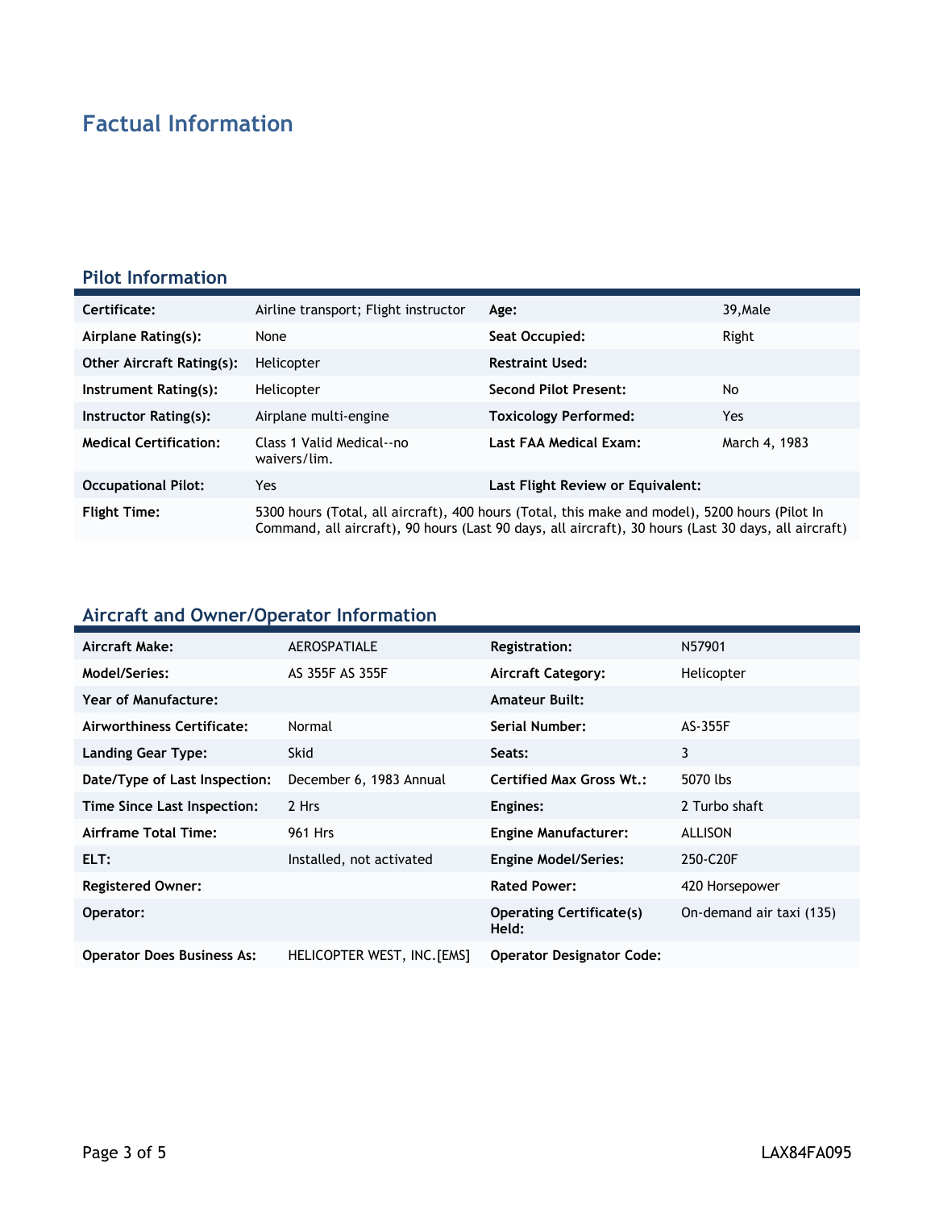# Factual Information

## Pilot Information

| | | | |
|---|---|---|---|
| **Certificate:** | Airline transport; Flight instructor | **Age:** | 39,Male |
| **Airplane Rating(s):** | None | **Seat Occupied:** | Right |
| **Other Aircraft Rating(s):** | Helicopter | **Restraint Used:** | |
| **Instrument Rating(s):** | Helicopter | **Second Pilot Present:** | No |
| **Instructor Rating(s):** | Airplane multi-engine | **Toxicology Performed:** | Yes |
| **Medical Certification:** | Class 1 Valid Medical--no waivers/lim. | **Last FAA Medical Exam:** | March 4, 1983 |
| **Occupational Pilot:** | Yes | **Last Flight Review or Equivalent:** | |
| **Flight Time:** | 5300 hours (Total, all aircraft), 400 hours (Total, this make and model), 5200 hours (Pilot In Command, all aircraft), 90 hours (Last 90 days, all aircraft), 30 hours (Last 30 days, all aircraft) | | |

## Aircraft and Owner/Operator Information

| | | | |
|---|---|---|---|
| **Aircraft Make:** | AEROSPATIALE | **Registration:** | N57901 |
| **Model/Series:** | AS 355F AS 355F | **Aircraft Category:** | Helicopter |
| **Year of Manufacture:** | | **Amateur Built:** | |
| **Airworthiness Certificate:** | Normal | **Serial Number:** | AS-355F |
| **Landing Gear Type:** | Skid | **Seats:** | 3 |
| **Date/Type of Last Inspection:** | December 6, 1983 Annual | **Certified Max Gross Wt.:** | 5070 lbs |
| **Time Since Last Inspection:** | 2 Hrs | **Engines:** | 2 Turbo shaft |
| **Airframe Total Time:** | 961 Hrs | **Engine Manufacturer:** | ALLISON |
| **ELT:** | Installed, not activated | **Engine Model/Series:** | 250-C20F |
| **Registered Owner:** | | **Rated Power:** | 420 Horsepower |
| **Operator:** | | **Operating Certificate(s) Held:** | On-demand air taxi (135) |
| **Operator Does Business As:** | HELICOPTER WEST, INC.[EMS] | **Operator Designator Code:** | |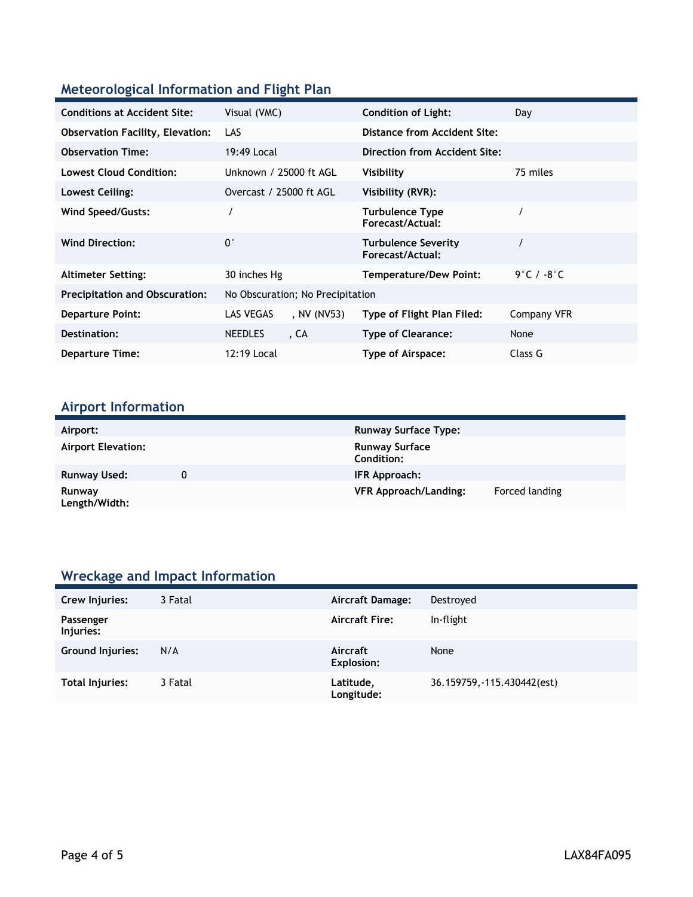## Meteorological Information and Flight Plan

| | | | |
|---|---|---|---|
| **Conditions at Accident Site:** | Visual (VMC) | **Condition of Light:** | Day |
| **Observation Facility, Elevation:** | LAS | **Distance from Accident Site:** | |
| **Observation Time:** | 19:49 Local | **Direction from Accident Site:** | |
| **Lowest Cloud Condition:** | Unknown / 25000 ft AGL | **Visibility** | 75 miles |
| **Lowest Ceiling:** | Overcast / 25000 ft AGL | **Visibility (RVR):** | |
| **Wind Speed/Gusts:** | / | **Turbulence Type Forecast/Actual:** | / |
| **Wind Direction:** | 0° | **Turbulence Severity Forecast/Actual:** | / |
| **Altimeter Setting:** | 30 inches Hg | **Temperature/Dew Point:** | 9°C / -8°C |
| **Precipitation and Obscuration:** | No Obscuration; No Precipitation | | |
| **Departure Point:** | LAS VEGAS , NV (NV53) | **Type of Flight Plan Filed:** | Company VFR |
| **Destination:** | NEEDLES , CA | **Type of Clearance:** | None |
| **Departure Time:** | 12:19 Local | **Type of Airspace:** | Class G |

## Airport Information

| | | | |
|---|---|---|---|
| **Airport:** | | **Runway Surface Type:** | |
| **Airport Elevation:** | | **Runway Surface Condition:** | |
| **Runway Used:** | 0 | **IFR Approach:** | |
| **Runway Length/Width:** | | **VFR Approach/Landing:** | Forced landing |

## Wreckage and Impact Information

| | | | |
|---|---|---|---|
| **Crew Injuries:** | 3 Fatal | **Aircraft Damage:** | Destroyed |
| **Passenger Injuries:** | | **Aircraft Fire:** | In-flight |
| **Ground Injuries:** | N/A | **Aircraft Explosion:** | None |
| **Total Injuries:** | 3 Fatal | **Latitude, Longitude:** | 36.159759,-115.430442(est) |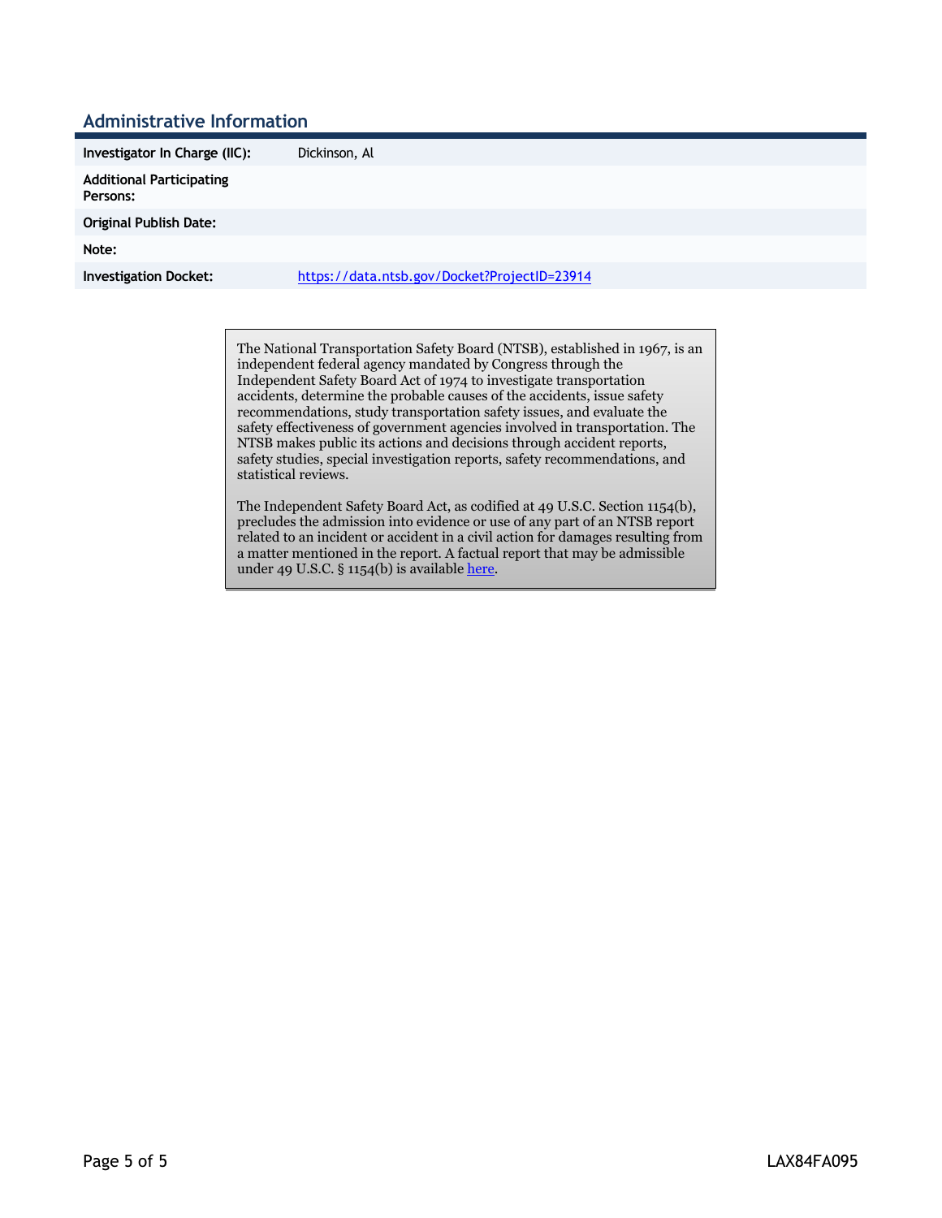## Administrative Information

| | |
|---|---|
| **Investigator In Charge (IIC):** | Dickinson, Al |
| **Additional Participating Persons:** | |
| **Original Publish Date:** | |
| **Note:** | |
| **Investigation Docket:** | https://data.ntsb.gov/Docket?ProjectID=23914 |

The National Transportation Safety Board (NTSB), established in 1967, is an independent federal agency mandated by Congress through the Independent Safety Board Act of 1974 to investigate transportation accidents, determine the probable causes of the accidents, issue safety recommendations, study transportation safety issues, and evaluate the safety effectiveness of government agencies involved in transportation. The NTSB makes public its actions and decisions through accident reports, safety studies, special investigation reports, safety recommendations, and statistical reviews.

The Independent Safety Board Act, as codified at 49 U.S.C. Section 1154(b), precludes the admission into evidence or use of any part of an NTSB report related to an incident or accident in a civil action for damages resulting from a matter mentioned in the report. A factual report that may be admissible under 49 U.S.C. § 1154(b) is available here.